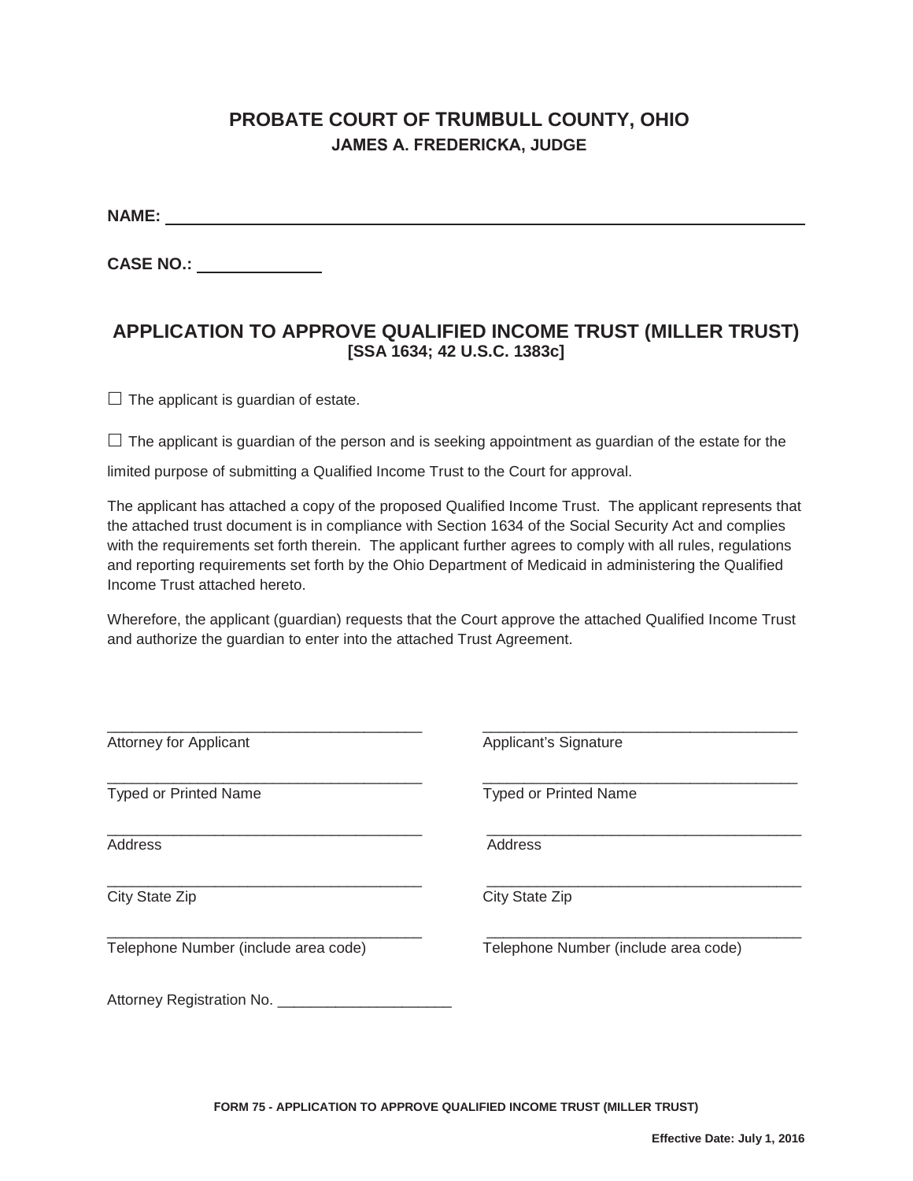# PROBATE COURT OF TRUMBULL COUNTY, OHIO

### JAMES A. FREDERICKA, JUDGE

**NAME:** ______________________________________________________________

**CASE NO.:** ____________

## APPLICATION TO APPROVE QUALIFIED INCOME TRUST (MILLER TRUST)

**[SSA 1634; 42 U.S.C. 1383c]**

☐ The applicant is guardian of estate.

☐ The applicant is guardian of the person and is seeking appointment as guardian of the estate for the limited purpose of submitting a Qualified Income Trust to the Court for approval.

The applicant has attached a copy of the proposed Qualified Income Trust. The applicant represents that the attached trust document is in compliance with Section 1634 of the Social Security Act and complies with the requirements set forth therein. The applicant further agrees to comply with all rules, regulations and reporting requirements set forth by the Ohio Department of Medicaid in administering the Qualified Income Trust attached hereto.

Wherefore, the applicant (guardian) requests that the Court approve the attached Qualified Income Trust and authorize the guardian to enter into the attached Trust Agreement.

______________________________________
Attorney for Applicant

______________________________________
Typed or Printed Name

______________________________________
Address

______________________________________
City State Zip

______________________________________
Telephone Number (include area code)

Attorney Registration No. ____________________

______________________________________
Applicant's Signature

______________________________________
Typed or Printed Name

______________________________________
Address

______________________________________
City State Zip

______________________________________
Telephone Number (include area code)

**FORM 75 - APPLICATION TO APPROVE QUALIFIED INCOME TRUST (MILLER TRUST)**

**Effective Date: July 1, 2016**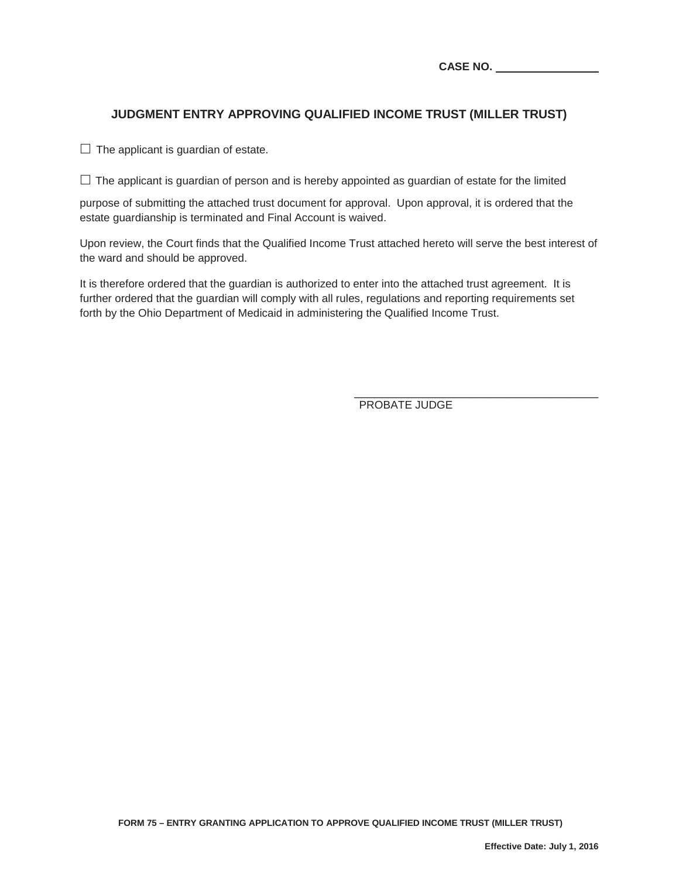CASE NO. ________________

## JUDGMENT ENTRY APPROVING QUALIFIED INCOME TRUST (MILLER TRUST)

☐ The applicant is guardian of estate.

☐ The applicant is guardian of person and is hereby appointed as guardian of estate for the limited purpose of submitting the attached trust document for approval. Upon approval, it is ordered that the estate guardianship is terminated and Final Account is waived.

Upon review, the Court finds that the Qualified Income Trust attached hereto will serve the best interest of the ward and should be approved.

It is therefore ordered that the guardian is authorized to enter into the attached trust agreement. It is further ordered that the guardian will comply with all rules, regulations and reporting requirements set forth by the Ohio Department of Medicaid in administering the Qualified Income Trust.

_________________________________________
PROBATE JUDGE

**FORM 75 – ENTRY GRANTING APPLICATION TO APPROVE QUALIFIED INCOME TRUST (MILLER TRUST)**

**Effective Date: July 1, 2016**